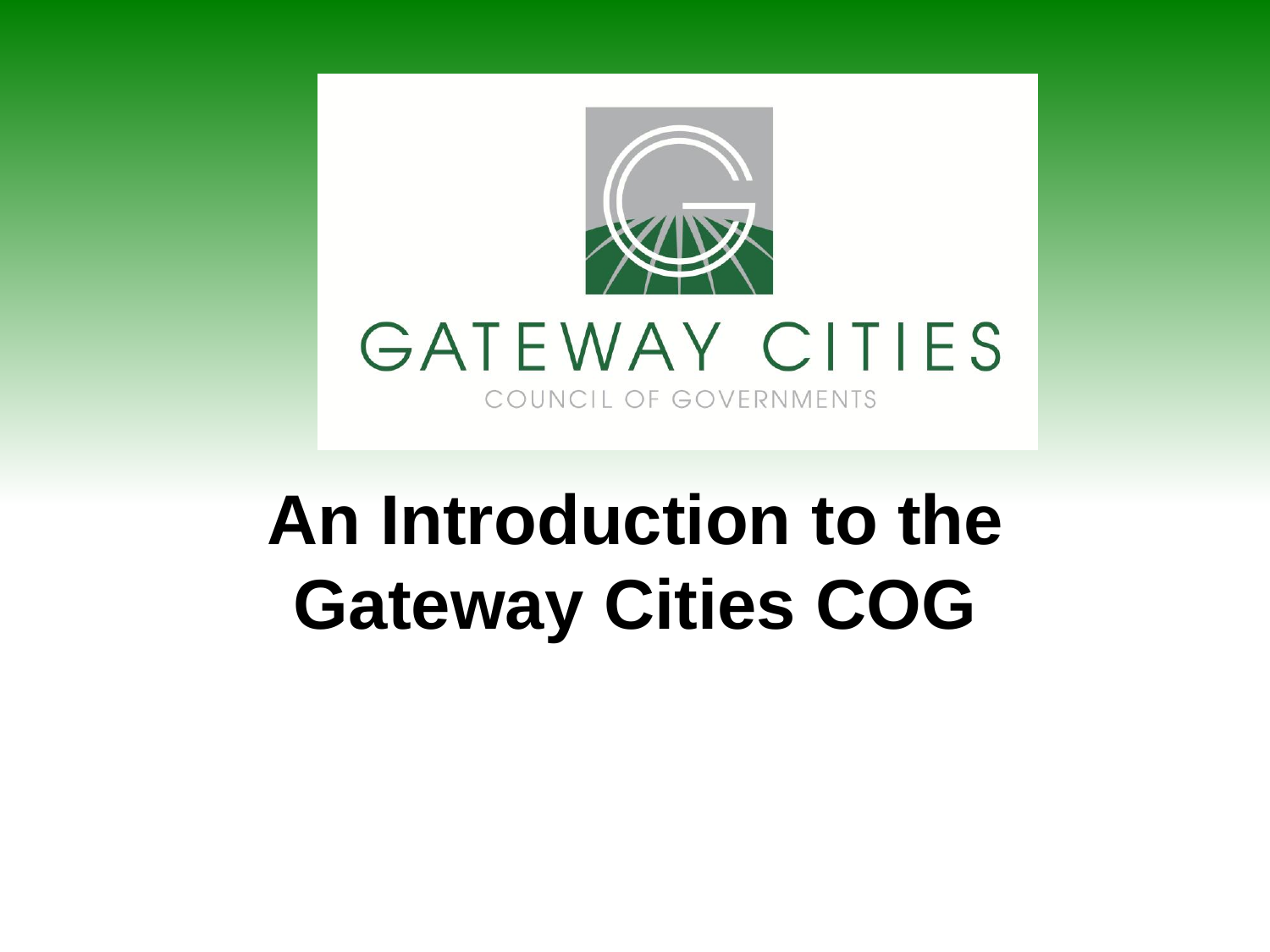GATEWAY CITIES

COUNCIL OF GOVERNMENTS

# An Introduction to the Gateway Cities COG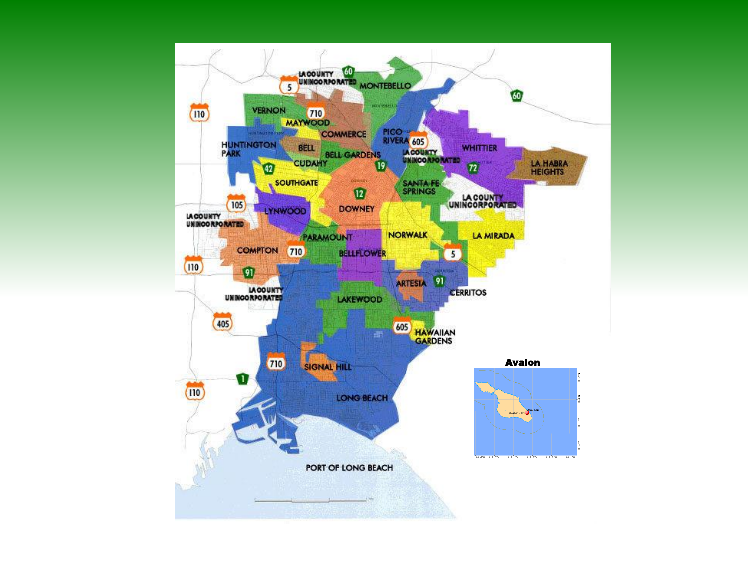LA COUNTY UNINCORPORATED

MONTEBELLO

VERNON

MAYWOOD

COMMERCE

HUNTINGTON PARK

BELL

BELL GARDENS

CUDAHY

PICO RIVERA

LA COUNTY UNINCORPORATED

WHITTIER

LA HABRA HEIGHTS

SOUTHGATE

SANTA FE SPRINGS

DOWNEY

LYNWOOD

LA COUNTY UNINCORPORATED

LA COUNTY UNINCORPORATED

PARAMOUNT

NORWALK

LA MIRADA

COMPTON

BELLFLOWER

ARTESIA

CERRITOS

LA COUNTY UNINCORPORATED

LAKEWOOD

HAWAIIAN GARDENS

SIGNAL HILL

LONG BEACH

PORT OF LONG BEACH

Avalon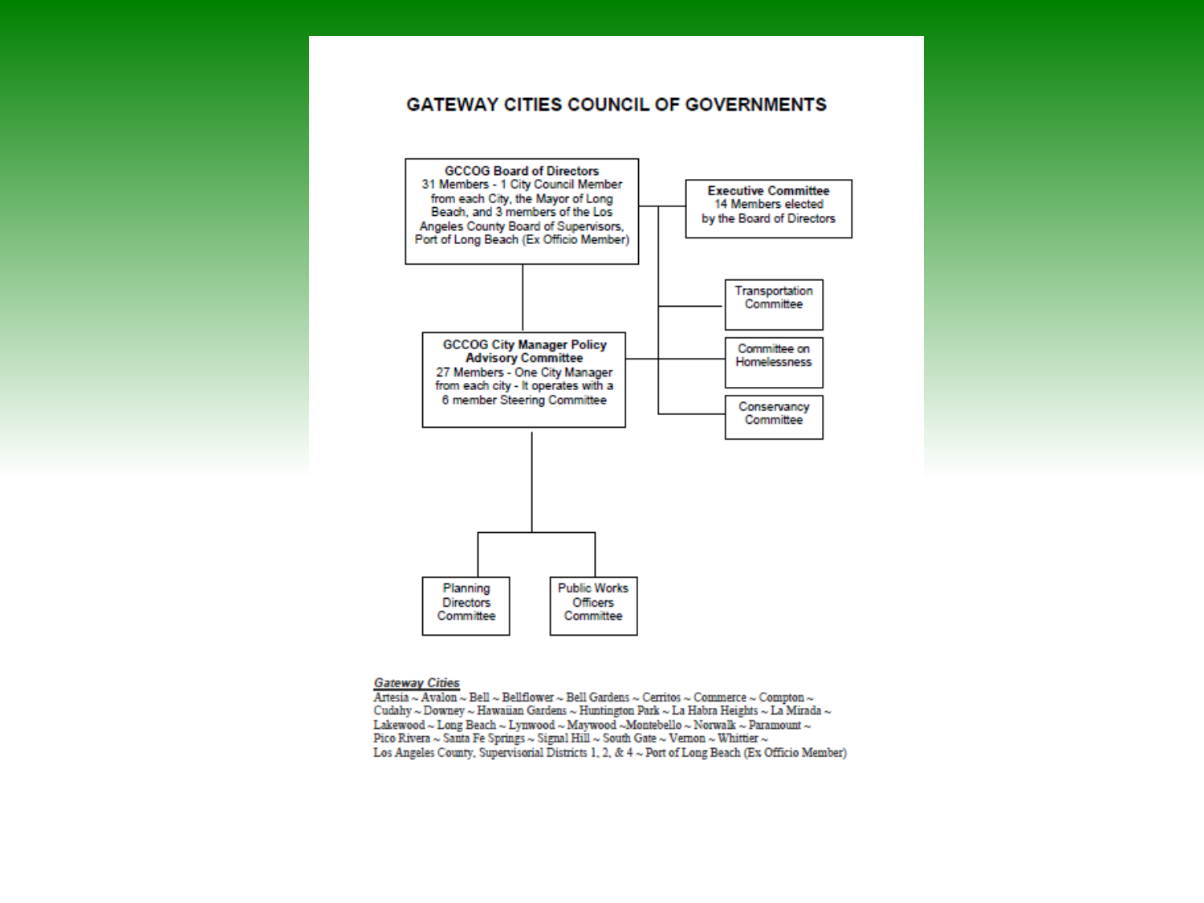# GATEWAY CITIES COUNCIL OF GOVERNMENTS

**GCCOG Board of Directors**
31 Members - 1 City Council Member from each City, the Mayor of Long Beach, and 3 members of the Los Angeles County Board of Supervisors, Port of Long Beach (Ex Officio Member)

**Executive Committee**
14 Members elected by the Board of Directors

Transportation Committee

Committee on Homelessness

Conservancy Committee

**GCCOG City Manager Policy Advisory Committee**
27 Members - One City Manager from each city - It operates with a 6 member Steering Committee

Planning Directors Committee

Public Works Officers Committee

***Gateway Cities***

Artesia ~ Avalon ~ Bell ~ Bellflower ~ Bell Gardens ~ Cerritos ~ Commerce ~ Compton ~ Cudahy ~ Downey ~ Hawaiian Gardens ~ Huntington Park ~ La Habra Heights ~ La Mirada ~ Lakewood ~ Long Beach ~ Lynwood ~ Maywood ~Montebello ~ Norwalk ~ Paramount ~ Pico Rivera ~ Santa Fe Springs ~ Signal Hill ~ South Gate ~ Vernon ~ Whittier ~ Los Angeles County, Supervisorial Districts 1, 2, & 4 ~ Port of Long Beach (Ex Officio Member)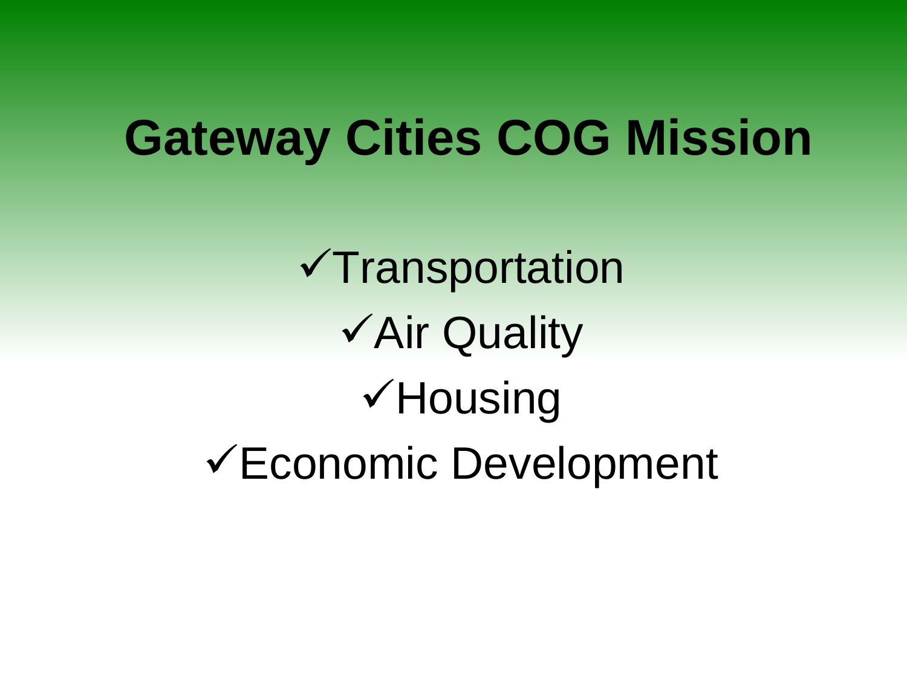# Gateway Cities COG Mission

- ✓Transportation
- ✓Air Quality
- ✓Housing
- ✓Economic Development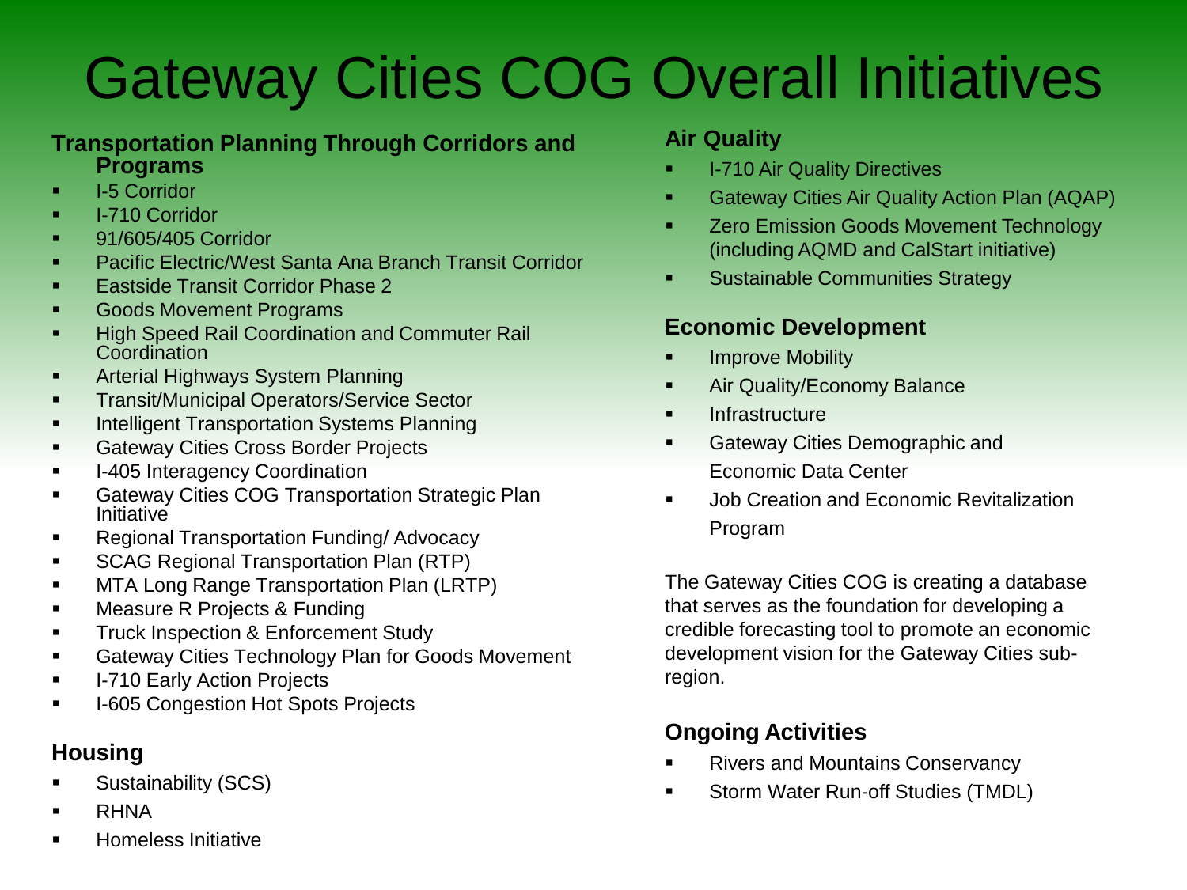# Gateway Cities COG Overall Initiatives

### Transportation Planning Through Corridors and Programs

- I-5 Corridor
- I-710 Corridor
- 91/605/405 Corridor
- Pacific Electric/West Santa Ana Branch Transit Corridor
- Eastside Transit Corridor Phase 2
- Goods Movement Programs
- High Speed Rail Coordination and Commuter Rail Coordination
- Arterial Highways System Planning
- Transit/Municipal Operators/Service Sector
- Intelligent Transportation Systems Planning
- Gateway Cities Cross Border Projects
- I-405 Interagency Coordination
- Gateway Cities COG Transportation Strategic Plan Initiative
- Regional Transportation Funding/ Advocacy
- SCAG Regional Transportation Plan (RTP)
- MTA Long Range Transportation Plan (LRTP)
- Measure R Projects & Funding
- Truck Inspection & Enforcement Study
- Gateway Cities Technology Plan for Goods Movement
- I-710 Early Action Projects
- I-605 Congestion Hot Spots Projects

### Housing

- Sustainability (SCS)
- RHNA
- Homeless Initiative

### Air Quality

- I-710 Air Quality Directives
- Gateway Cities Air Quality Action Plan (AQAP)
- Zero Emission Goods Movement Technology (including AQMD and CalStart initiative)
- Sustainable Communities Strategy

### Economic Development

- Improve Mobility
- Air Quality/Economy Balance
- Infrastructure
- Gateway Cities Demographic and Economic Data Center
- Job Creation and Economic Revitalization Program

The Gateway Cities COG is creating a database that serves as the foundation for developing a credible forecasting tool to promote an economic development vision for the Gateway Cities sub-region.

### Ongoing Activities

- Rivers and Mountains Conservancy
- Storm Water Run-off Studies (TMDL)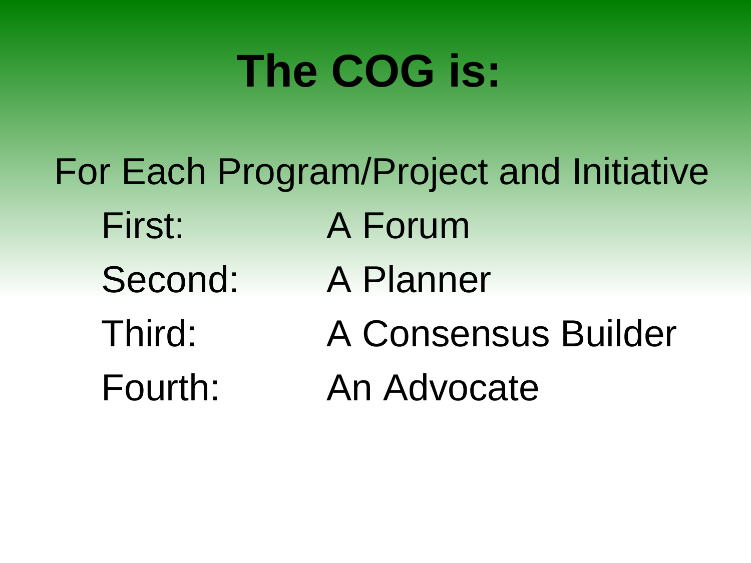# The COG is:

For Each Program/Project and Initiative

| | |
|---|---|
| First: | A Forum |
| Second: | A Planner |
| Third: | A Consensus Builder |
| Fourth: | An Advocate |